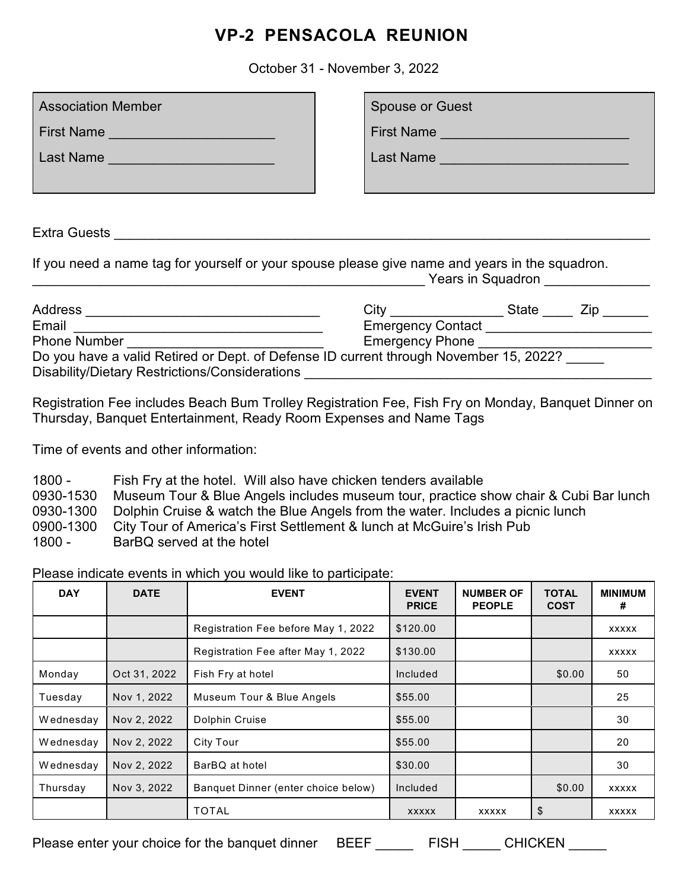# VP-2 PENSACOLA REUNION

October 31 - November 3, 2022

| Association Member | Spouse or Guest |
|---|---|
| First Name ____________________ | First Name ________________________ |
| Last Name ____________________ | Last Name ________________________ |

Extra Guests ______________________________________________________________________

If you need a name tag for yourself or your spouse please give name and years in the squadron.
__________________________________________________ Years in Squadron ______________

Address _______________________________ City _______________ State ____ Zip ______
Email _________________________________ Emergency Contact _______________________
Phone Number __________________________ Emergency Phone _______________________
Do you have a valid Retired or Dept. of Defense ID current through November 15, 2022? _____
Disability/Dietary Restrictions/Considerations _____________________________________________

Registration Fee includes Beach Bum Trolley Registration Fee, Fish Fry on Monday, Banquet Dinner on Thursday, Banquet Entertainment, Ready Room Expenses and Name Tags

Time of events and other information:

- 1800 - Fish Fry at the hotel. Will also have chicken tenders available
- 0930-1530 Museum Tour & Blue Angels includes museum tour, practice show chair & Cubi Bar lunch
- 0930-1300 Dolphin Cruise & watch the Blue Angels from the water. Includes a picnic lunch
- 0900-1300 City Tour of America's First Settlement & lunch at McGuire's Irish Pub
- 1800 - BarBQ served at the hotel

Please indicate events in which you would like to participate:

| DAY | DATE | EVENT | EVENT PRICE | NUMBER OF PEOPLE | TOTAL COST | MINIMUM # |
|---|---|---|---|---|---|---|
| | | Registration Fee before May 1, 2022 | $120.00 | | | xxxxx |
| | | Registration Fee after May 1, 2022 | $130.00 | | | xxxxx |
| Monday | Oct 31, 2022 | Fish Fry at hotel | Included | | $0.00 | 50 |
| Tuesday | Nov 1, 2022 | Museum Tour & Blue Angels | $55.00 | | | 25 |
| Wednesday | Nov 2, 2022 | Dolphin Cruise | $55.00 | | | 30 |
| Wednesday | Nov 2, 2022 | City Tour | $55.00 | | | 20 |
| Wednesday | Nov 2, 2022 | BarBQ at hotel | $30.00 | | | 30 |
| Thursday | Nov 3, 2022 | Banquet Dinner (enter choice below) | Included | | $0.00 | xxxxx |
| | | TOTAL | xxxxx | xxxxx | $ | xxxxx |

Please enter your choice for the banquet dinner BEEF _____ FISH _____ CHICKEN _____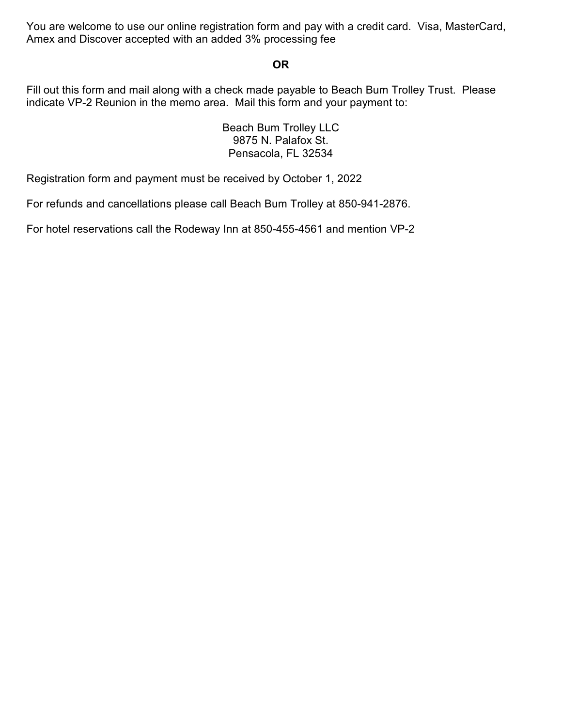You are welcome to use our online registration form and pay with a credit card. Visa, MasterCard, Amex and Discover accepted with an added 3% processing fee

**OR**

Fill out this form and mail along with a check made payable to Beach Bum Trolley Trust. Please indicate VP-2 Reunion in the memo area. Mail this form and your payment to:

Beach Bum Trolley LLC
9875 N. Palafox St.
Pensacola, FL 32534

Registration form and payment must be received by October 1, 2022

For refunds and cancellations please call Beach Bum Trolley at 850-941-2876.

For hotel reservations call the Rodeway Inn at 850-455-4561 and mention VP-2